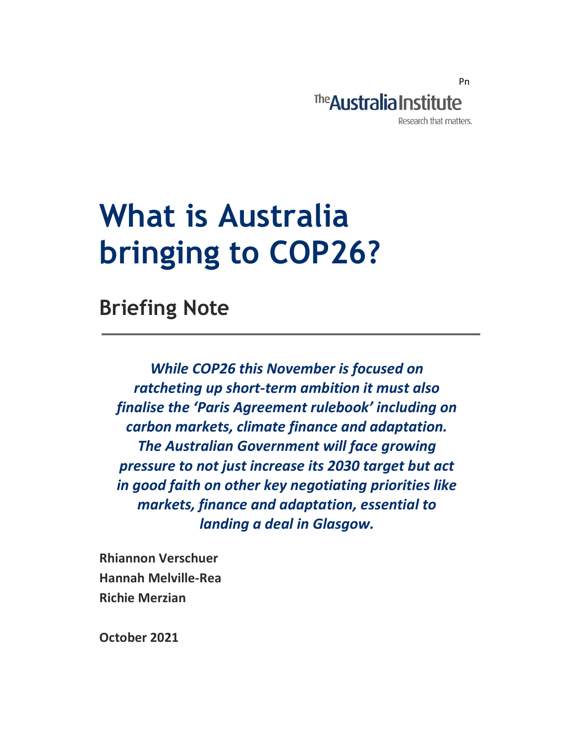Pn

The Australia Institute

Research that matters.

# What is Australia bringing to COP26?

## Briefing Note

***While COP26 this November is focused on ratcheting up short-term ambition it must also finalise the 'Paris Agreement rulebook' including on carbon markets, climate finance and adaptation. The Australian Government will face growing pressure to not just increase its 2030 target but act in good faith on other key negotiating priorities like markets, finance and adaptation, essential to landing a deal in Glasgow.***

**Rhiannon Verschuer**
**Hannah Melville-Rea**
**Richie Merzian**

**October 2021**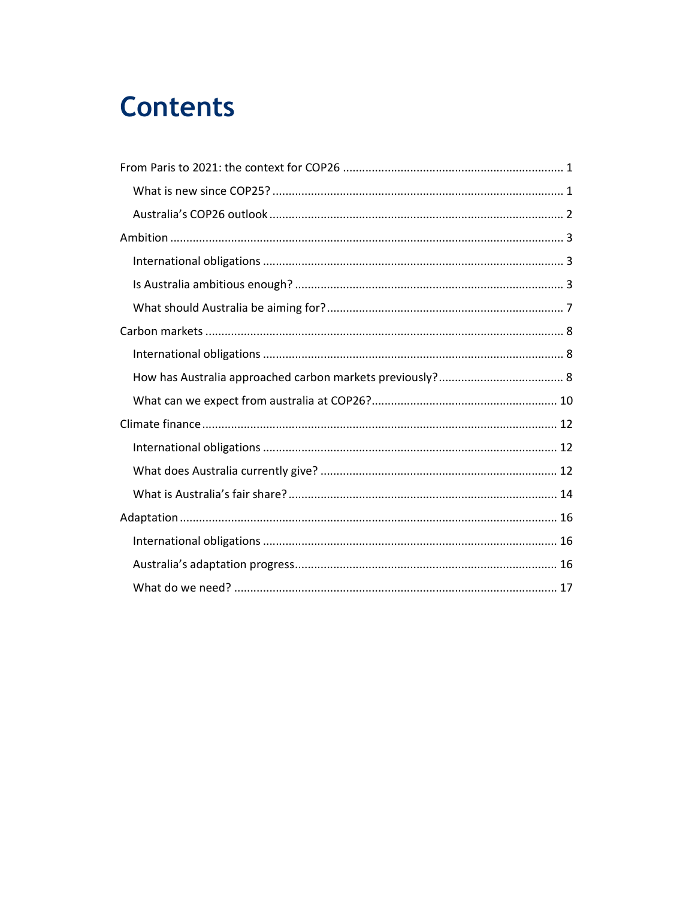# Contents

From Paris to 2021: the context for COP26 ........................................................................ 1

- What is new since COP25? ........................................................................................ 1
- Australia's COP26 outlook ......................................................................................... 2

Ambition ........................................................................................................................... 3

- International obligations ............................................................................................. 3
- Is Australia ambitious enough? .................................................................................. 3
- What should Australia be aiming for? ........................................................................ 7

Carbon markets ................................................................................................................. 8

- International obligations ............................................................................................. 8
- How has Australia approached carbon markets previously? ...................................... 8
- What can we expect from australia at COP26? .......................................................... 10

Climate finance ................................................................................................................. 12

- International obligations ............................................................................................. 12
- What does Australia currently give? ........................................................................... 12
- What is Australia's fair share? .................................................................................... 14

Adaptation ........................................................................................................................ 16

- International obligations ............................................................................................. 16
- Australia's adaptation progress .................................................................................. 16
- What do we need? ...................................................................................................... 17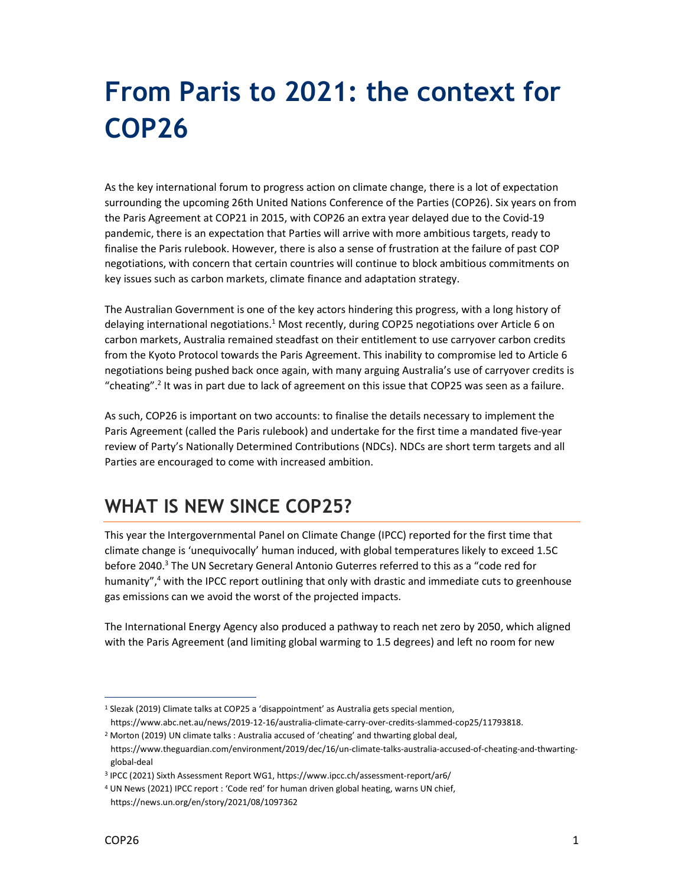# From Paris to 2021: the context for COP26

As the key international forum to progress action on climate change, there is a lot of expectation surrounding the upcoming 26th United Nations Conference of the Parties (COP26). Six years on from the Paris Agreement at COP21 in 2015, with COP26 an extra year delayed due to the Covid-19 pandemic, there is an expectation that Parties will arrive with more ambitious targets, ready to finalise the Paris rulebook. However, there is also a sense of frustration at the failure of past COP negotiations, with concern that certain countries will continue to block ambitious commitments on key issues such as carbon markets, climate finance and adaptation strategy.

The Australian Government is one of the key actors hindering this progress, with a long history of delaying international negotiations.[1] Most recently, during COP25 negotiations over Article 6 on carbon markets, Australia remained steadfast on their entitlement to use carryover carbon credits from the Kyoto Protocol towards the Paris Agreement. This inability to compromise led to Article 6 negotiations being pushed back once again, with many arguing Australia's use of carryover credits is "cheating".[2] It was in part due to lack of agreement on this issue that COP25 was seen as a failure.

As such, COP26 is important on two accounts: to finalise the details necessary to implement the Paris Agreement (called the Paris rulebook) and undertake for the first time a mandated five-year review of Party's Nationally Determined Contributions (NDCs). NDCs are short term targets and all Parties are encouraged to come with increased ambition.

## WHAT IS NEW SINCE COP25?

This year the Intergovernmental Panel on Climate Change (IPCC) reported for the first time that climate change is 'unequivocally' human induced, with global temperatures likely to exceed 1.5C before 2040.[3] The UN Secretary General Antonio Guterres referred to this as a "code red for humanity",[4] with the IPCC report outlining that only with drastic and immediate cuts to greenhouse gas emissions can we avoid the worst of the projected impacts.

The International Energy Agency also produced a pathway to reach net zero by 2050, which aligned with the Paris Agreement (and limiting global warming to 1.5 degrees) and left no room for new

---

[1] Slezak (2019) Climate talks at COP25 a 'disappointment' as Australia gets special mention, https://www.abc.net.au/news/2019-12-16/australia-climate-carry-over-credits-slammed-cop25/11793818.

[2] Morton (2019) UN climate talks : Australia accused of 'cheating' and thwarting global deal, https://www.theguardian.com/environment/2019/dec/16/un-climate-talks-australia-accused-of-cheating-and-thwarting-global-deal

[3] IPCC (2021) Sixth Assessment Report WG1, https://www.ipcc.ch/assessment-report/ar6/

[4] UN News (2021) IPCC report : 'Code red' for human driven global heating, warns UN chief, https://news.un.org/en/story/2021/08/1097362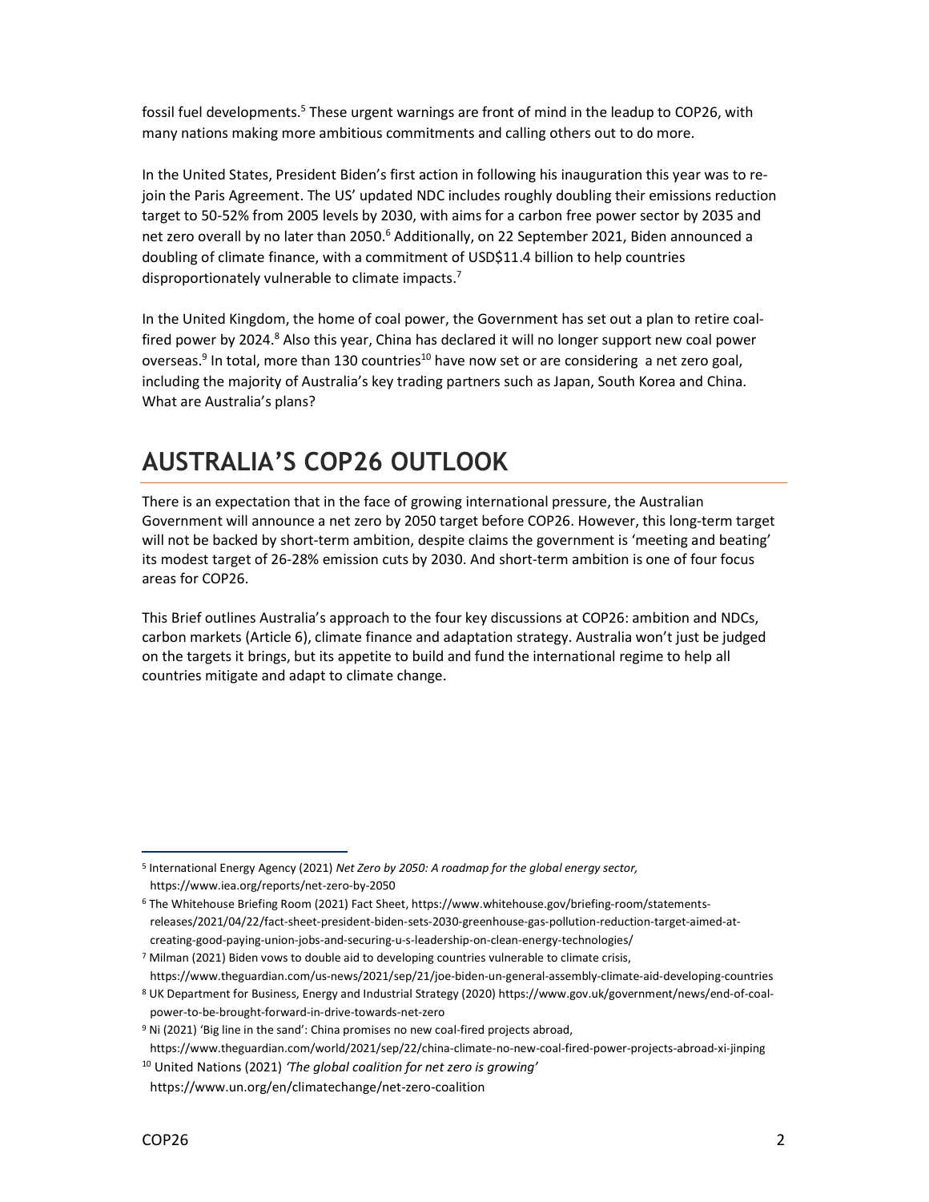fossil fuel developments.[5] These urgent warnings are front of mind in the leadup to COP26, with many nations making more ambitious commitments and calling others out to do more.

In the United States, President Biden's first action in following his inauguration this year was to re-join the Paris Agreement. The US' updated NDC includes roughly doubling their emissions reduction target to 50-52% from 2005 levels by 2030, with aims for a carbon free power sector by 2035 and net zero overall by no later than 2050.[6] Additionally, on 22 September 2021, Biden announced a doubling of climate finance, with a commitment of USD$11.4 billion to help countries disproportionately vulnerable to climate impacts.[7]

In the United Kingdom, the home of coal power, the Government has set out a plan to retire coal-fired power by 2024.[8] Also this year, China has declared it will no longer support new coal power overseas.[9] In total, more than 130 countries[10] have now set or are considering a net zero goal, including the majority of Australia's key trading partners such as Japan, South Korea and China. What are Australia's plans?

## AUSTRALIA'S COP26 OUTLOOK

There is an expectation that in the face of growing international pressure, the Australian Government will announce a net zero by 2050 target before COP26. However, this long-term target will not be backed by short-term ambition, despite claims the government is 'meeting and beating' its modest target of 26-28% emission cuts by 2030. And short-term ambition is one of four focus areas for COP26.

This Brief outlines Australia's approach to the four key discussions at COP26: ambition and NDCs, carbon markets (Article 6), climate finance and adaptation strategy. Australia won't just be judged on the targets it brings, but its appetite to build and fund the international regime to help all countries mitigate and adapt to climate change.

---

[5] International Energy Agency (2021) *Net Zero by 2050: A roadmap for the global energy sector,* https://www.iea.org/reports/net-zero-by-2050

[6] The Whitehouse Briefing Room (2021) Fact Sheet, https://www.whitehouse.gov/briefing-room/statements-releases/2021/04/22/fact-sheet-president-biden-sets-2030-greenhouse-gas-pollution-reduction-target-aimed-at-creating-good-paying-union-jobs-and-securing-u-s-leadership-on-clean-energy-technologies/

[7] Milman (2021) Biden vows to double aid to developing countries vulnerable to climate crisis, https://www.theguardian.com/us-news/2021/sep/21/joe-biden-un-general-assembly-climate-aid-developing-countries

[8] UK Department for Business, Energy and Industrial Strategy (2020) https://www.gov.uk/government/news/end-of-coal-power-to-be-brought-forward-in-drive-towards-net-zero

[9] Ni (2021) 'Big line in the sand': China promises no new coal-fired projects abroad, https://www.theguardian.com/world/2021/sep/22/china-climate-no-new-coal-fired-power-projects-abroad-xi-jinping

[10] United Nations (2021) *'The global coalition for net zero is growing'* https://www.un.org/en/climatechange/net-zero-coalition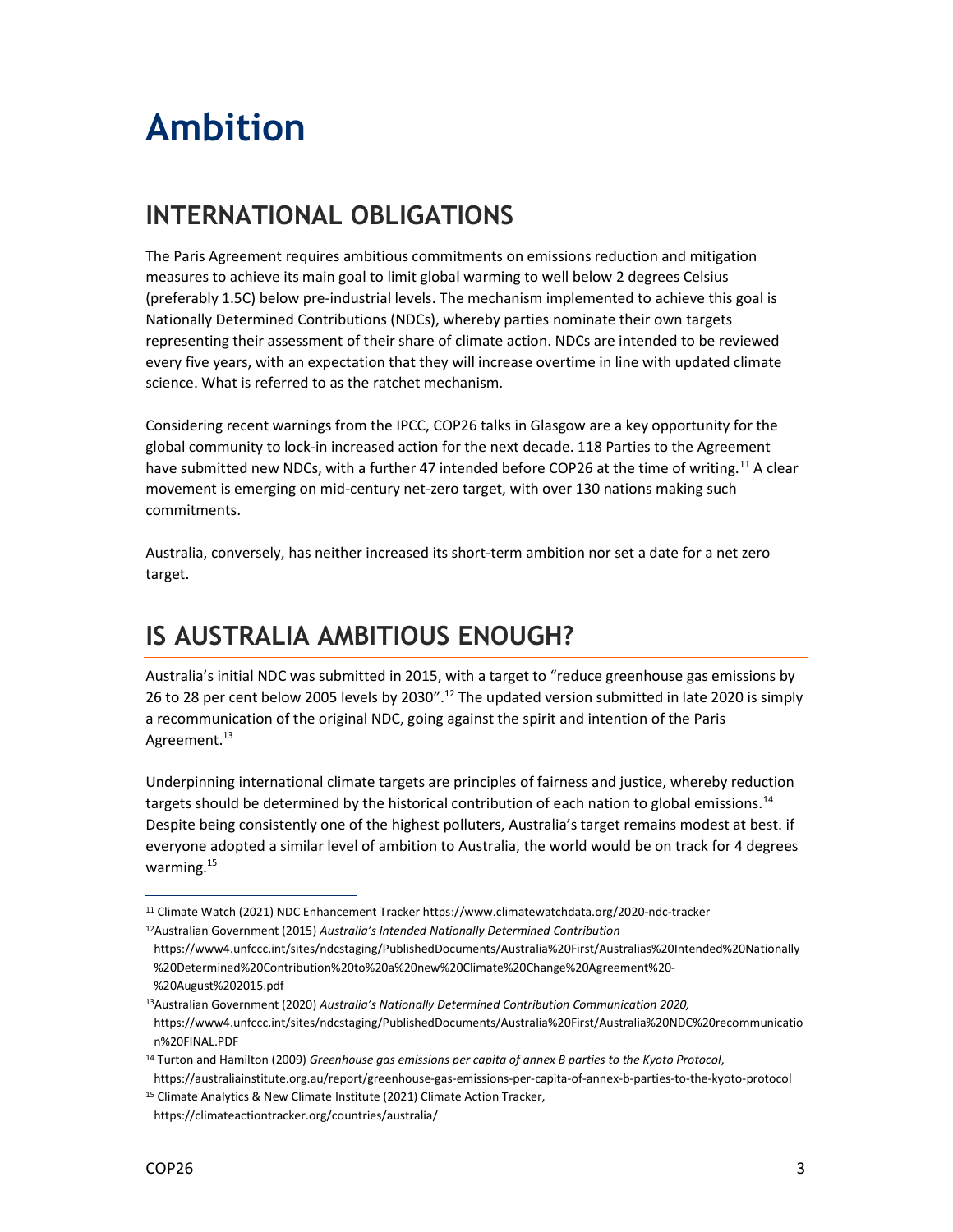# Ambition

## INTERNATIONAL OBLIGATIONS

The Paris Agreement requires ambitious commitments on emissions reduction and mitigation measures to achieve its main goal to limit global warming to well below 2 degrees Celsius (preferably 1.5C) below pre-industrial levels. The mechanism implemented to achieve this goal is Nationally Determined Contributions (NDCs), whereby parties nominate their own targets representing their assessment of their share of climate action. NDCs are intended to be reviewed every five years, with an expectation that they will increase overtime in line with updated climate science. What is referred to as the ratchet mechanism.

Considering recent warnings from the IPCC, COP26 talks in Glasgow are a key opportunity for the global community to lock-in increased action for the next decade. 118 Parties to the Agreement have submitted new NDCs, with a further 47 intended before COP26 at the time of writing.[11] A clear movement is emerging on mid-century net-zero target, with over 130 nations making such commitments.

Australia, conversely, has neither increased its short-term ambition nor set a date for a net zero target.

## IS AUSTRALIA AMBITIOUS ENOUGH?

Australia's initial NDC was submitted in 2015, with a target to "reduce greenhouse gas emissions by 26 to 28 per cent below 2005 levels by 2030".[12] The updated version submitted in late 2020 is simply a recommunication of the original NDC, going against the spirit and intention of the Paris Agreement.[13]

Underpinning international climate targets are principles of fairness and justice, whereby reduction targets should be determined by the historical contribution of each nation to global emissions.[14] Despite being consistently one of the highest polluters, Australia's target remains modest at best. if everyone adopted a similar level of ambition to Australia, the world would be on track for 4 degrees warming.[15]

---

[11] Climate Watch (2021) NDC Enhancement Tracker https://www.climatewatchdata.org/2020-ndc-tracker

[12] Australian Government (2015) *Australia's Intended Nationally Determined Contribution* https://www4.unfccc.int/sites/ndcstaging/PublishedDocuments/Australia%20First/Australias%20Intended%20Nationally%20Determined%20Contribution%20to%20a%20new%20Climate%20Change%20Agreement%20-%20August%202015.pdf

[13] Australian Government (2020) *Australia's Nationally Determined Contribution Communication 2020,* https://www4.unfccc.int/sites/ndcstaging/PublishedDocuments/Australia%20First/Australia%20NDC%20recommunication%20FINAL.PDF

[14] Turton and Hamilton (2009) *Greenhouse gas emissions per capita of annex B parties to the Kyoto Protocol*, https://australiainstitute.org.au/report/greenhouse-gas-emissions-per-capita-of-annex-b-parties-to-the-kyoto-protocol

[15] Climate Analytics & New Climate Institute (2021) Climate Action Tracker, https://climateactiontracker.org/countries/australia/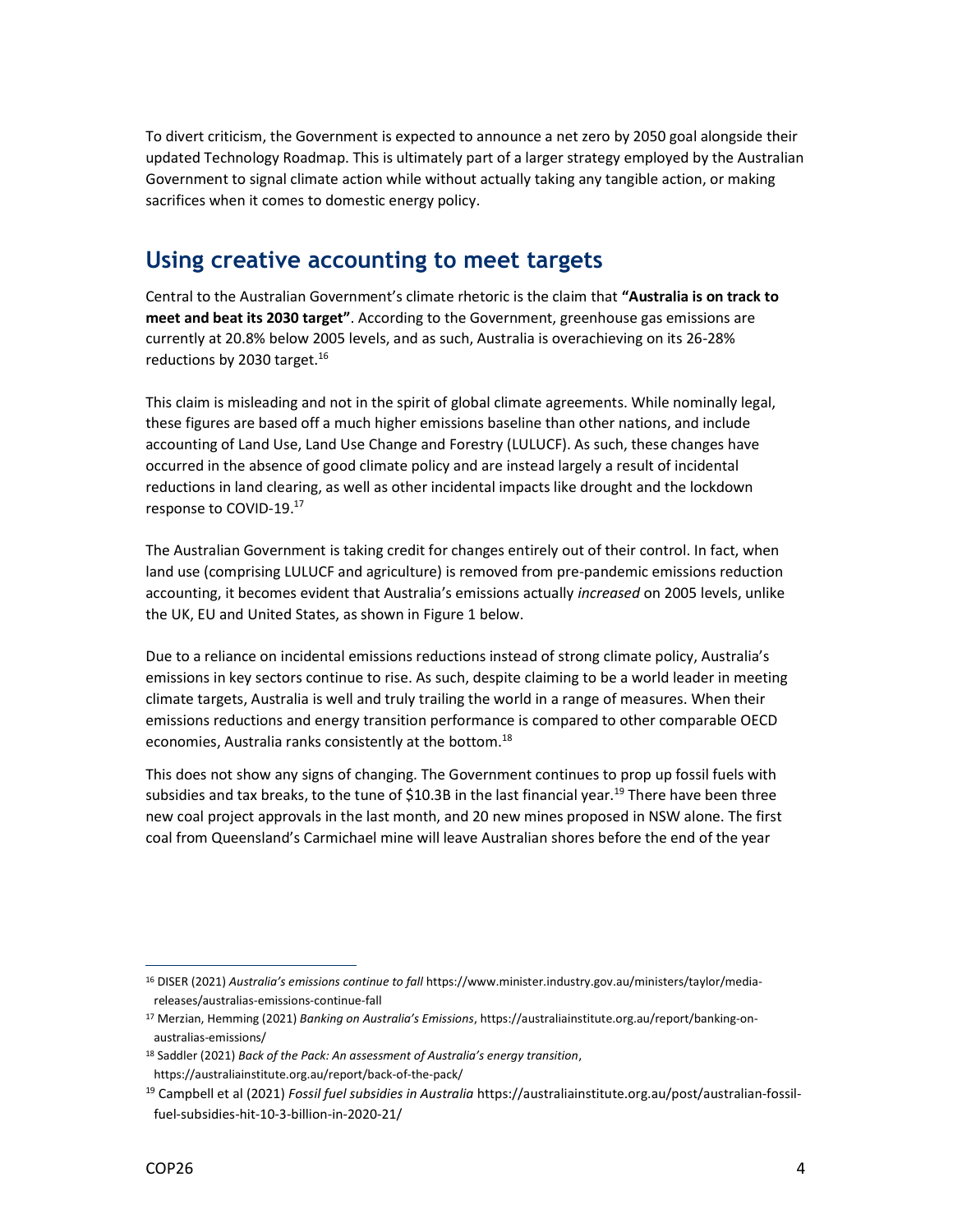To divert criticism, the Government is expected to announce a net zero by 2050 goal alongside their updated Technology Roadmap. This is ultimately part of a larger strategy employed by the Australian Government to signal climate action while without actually taking any tangible action, or making sacrifices when it comes to domestic energy policy.

## Using creative accounting to meet targets

Central to the Australian Government's climate rhetoric is the claim that **"Australia is on track to meet and beat its 2030 target"**. According to the Government, greenhouse gas emissions are currently at 20.8% below 2005 levels, and as such, Australia is overachieving on its 26-28% reductions by 2030 target.[16]

This claim is misleading and not in the spirit of global climate agreements. While nominally legal, these figures are based off a much higher emissions baseline than other nations, and include accounting of Land Use, Land Use Change and Forestry (LULUCF). As such, these changes have occurred in the absence of good climate policy and are instead largely a result of incidental reductions in land clearing, as well as other incidental impacts like drought and the lockdown response to COVID-19.[17]

The Australian Government is taking credit for changes entirely out of their control. In fact, when land use (comprising LULUCF and agriculture) is removed from pre-pandemic emissions reduction accounting, it becomes evident that Australia's emissions actually *increased* on 2005 levels, unlike the UK, EU and United States, as shown in Figure 1 below.

Due to a reliance on incidental emissions reductions instead of strong climate policy, Australia's emissions in key sectors continue to rise. As such, despite claiming to be a world leader in meeting climate targets, Australia is well and truly trailing the world in a range of measures. When their emissions reductions and energy transition performance is compared to other comparable OECD economies, Australia ranks consistently at the bottom.[18]

This does not show any signs of changing. The Government continues to prop up fossil fuels with subsidies and tax breaks, to the tune of $10.3B in the last financial year.[19] There have been three new coal project approvals in the last month, and 20 new mines proposed in NSW alone. The first coal from Queensland's Carmichael mine will leave Australian shores before the end of the year

---

[16] DISER (2021) *Australia's emissions continue to fall* https://www.minister.industry.gov.au/ministers/taylor/media-releases/australias-emissions-continue-fall

[17] Merzian, Hemming (2021) *Banking on Australia's Emissions*, https://australiainstitute.org.au/report/banking-on-australias-emissions/

[18] Saddler (2021) *Back of the Pack: An assessment of Australia's energy transition*, https://australiainstitute.org.au/report/back-of-the-pack/

[19] Campbell et al (2021) *Fossil fuel subsidies in Australia* https://australiainstitute.org.au/post/australian-fossil-fuel-subsidies-hit-10-3-billion-in-2020-21/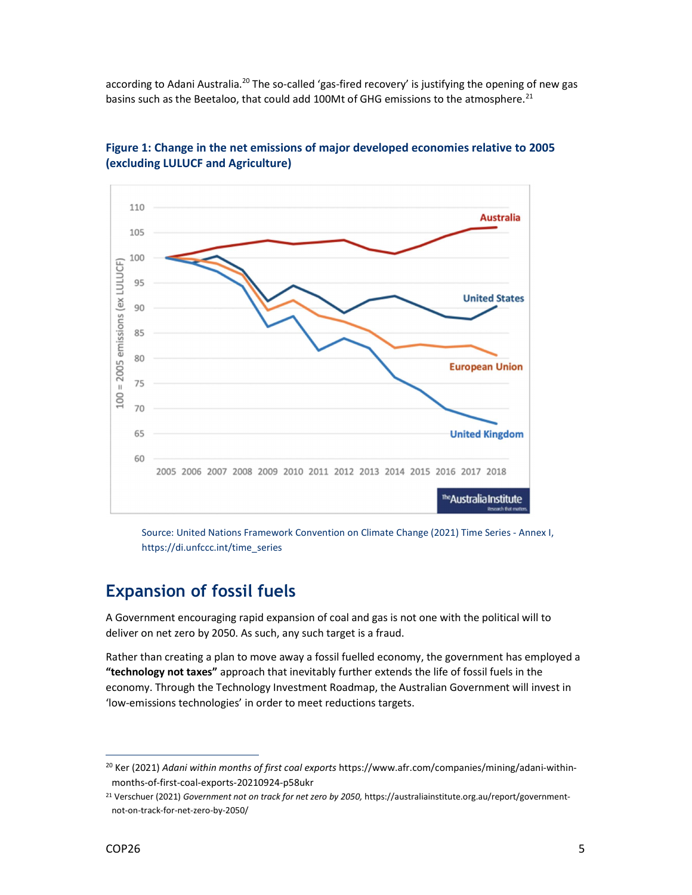according to Adani Australia.[20] The so-called 'gas-fired recovery' is justifying the opening of new gas basins such as the Beetaloo, that could add 100Mt of GHG emissions to the atmosphere.[21]

**Figure 1: Change in the net emissions of major developed economies relative to 2005 (excluding LULUCF and Agriculture)**

Source: United Nations Framework Convention on Climate Change (2021) Time Series - Annex I, https://di.unfccc.int/time_series

## Expansion of fossil fuels

A Government encouraging rapid expansion of coal and gas is not one with the political will to deliver on net zero by 2050. As such, any such target is a fraud.

Rather than creating a plan to move away a fossil fuelled economy, the government has employed a **"technology not taxes"** approach that inevitably further extends the life of fossil fuels in the economy. Through the Technology Investment Roadmap, the Australian Government will invest in 'low-emissions technologies' in order to meet reductions targets.

---

[20] Ker (2021) *Adani within months of first coal exports* https://www.afr.com/companies/mining/adani-within-months-of-first-coal-exports-20210924-p58ukr

[21] Verschuer (2021) *Government not on track for net zero by 2050,* https://australiainstitute.org.au/report/government-not-on-track-for-net-zero-by-2050/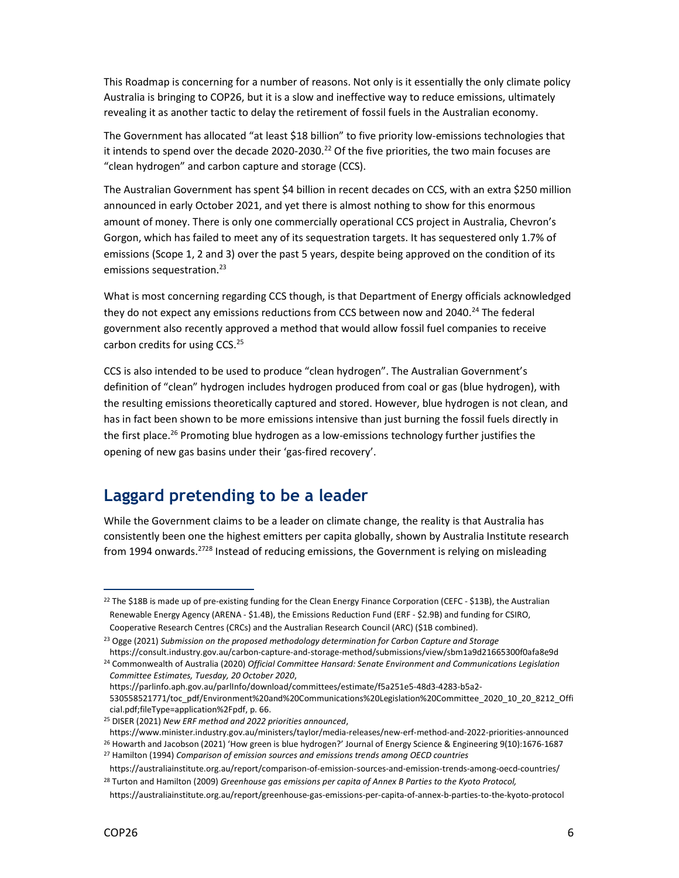This Roadmap is concerning for a number of reasons. Not only is it essentially the only climate policy Australia is bringing to COP26, but it is a slow and ineffective way to reduce emissions, ultimately revealing it as another tactic to delay the retirement of fossil fuels in the Australian economy.

The Government has allocated "at least $18 billion" to five priority low-emissions technologies that it intends to spend over the decade 2020-2030.[22] Of the five priorities, the two main focuses are "clean hydrogen" and carbon capture and storage (CCS).

The Australian Government has spent $4 billion in recent decades on CCS, with an extra $250 million announced in early October 2021, and yet there is almost nothing to show for this enormous amount of money. There is only one commercially operational CCS project in Australia, Chevron's Gorgon, which has failed to meet any of its sequestration targets. It has sequestered only 1.7% of emissions (Scope 1, 2 and 3) over the past 5 years, despite being approved on the condition of its emissions sequestration.[23]

What is most concerning regarding CCS though, is that Department of Energy officials acknowledged they do not expect any emissions reductions from CCS between now and 2040.[24] The federal government also recently approved a method that would allow fossil fuel companies to receive carbon credits for using CCS.[25]

CCS is also intended to be used to produce "clean hydrogen". The Australian Government's definition of "clean" hydrogen includes hydrogen produced from coal or gas (blue hydrogen), with the resulting emissions theoretically captured and stored. However, blue hydrogen is not clean, and has in fact been shown to be more emissions intensive than just burning the fossil fuels directly in the first place.[26] Promoting blue hydrogen as a low-emissions technology further justifies the opening of new gas basins under their 'gas-fired recovery'.

## Laggard pretending to be a leader

While the Government claims to be a leader on climate change, the reality is that Australia has consistently been one the highest emitters per capita globally, shown by Australia Institute research from 1994 onwards.[27][28] Instead of reducing emissions, the Government is relying on misleading

---

[22] The $18B is made up of pre-existing funding for the Clean Energy Finance Corporation (CEFC - $13B), the Australian Renewable Energy Agency (ARENA - $1.4B), the Emissions Reduction Fund (ERF - $2.9B) and funding for CSIRO, Cooperative Research Centres (CRCs) and the Australian Research Council (ARC) ($1B combined).

[23] Ogge (2021) *Submission on the proposed methodology determination for Carbon Capture and Storage* https://consult.industry.gov.au/carbon-capture-and-storage-method/submissions/view/sbm1a9d21665300f0afa8e9d

[24] Commonwealth of Australia (2020) *Official Committee Hansard: Senate Environment and Communications Legislation Committee Estimates, Tuesday, 20 October 2020*, https://parlinfo.aph.gov.au/parlInfo/download/committees/estimate/f5a251e5-48d3-4283-b5a2-530558521771/toc_pdf/Environment%20and%20Communications%20Legislation%20Committee_2020_10_20_8212_Official.pdf;fileType=application%2Fpdf, p. 66.

[25] DISER (2021) *New ERF method and 2022 priorities announced*, https://www.minister.industry.gov.au/ministers/taylor/media-releases/new-erf-method-and-2022-priorities-announced

[26] Howarth and Jacobson (2021) 'How green is blue hydrogen?' Journal of Energy Science & Engineering 9(10):1676-1687

[27] Hamilton (1994) *Comparison of emission sources and emissions trends among OECD countries* https://australiainstitute.org.au/report/comparison-of-emission-sources-and-emission-trends-among-oecd-countries/

[28] Turton and Hamilton (2009) *Greenhouse gas emissions per capita of Annex B Parties to the Kyoto Protocol,* https://australiainstitute.org.au/report/greenhouse-gas-emissions-per-capita-of-annex-b-parties-to-the-kyoto-protocol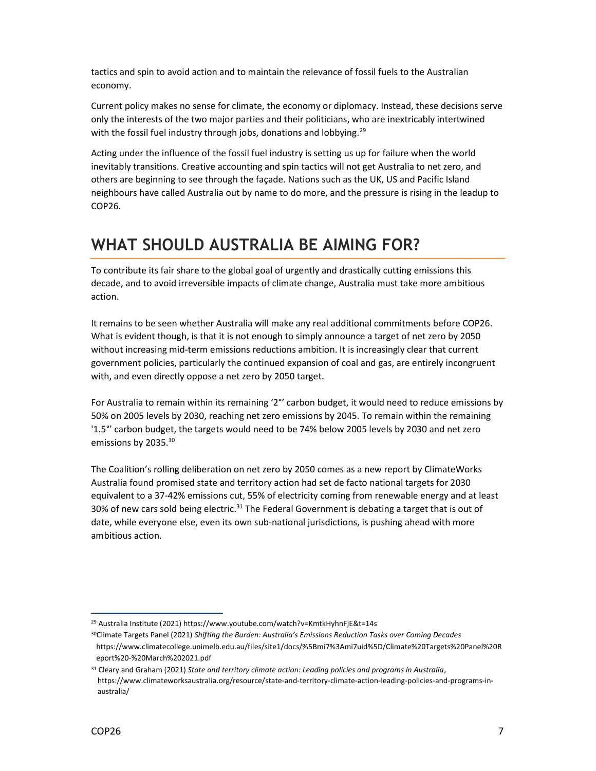tactics and spin to avoid action and to maintain the relevance of fossil fuels to the Australian economy.

Current policy makes no sense for climate, the economy or diplomacy. Instead, these decisions serve only the interests of the two major parties and their politicians, who are inextricably intertwined with the fossil fuel industry through jobs, donations and lobbying.[29]

Acting under the influence of the fossil fuel industry is setting us up for failure when the world inevitably transitions. Creative accounting and spin tactics will not get Australia to net zero, and others are beginning to see through the façade. Nations such as the UK, US and Pacific Island neighbours have called Australia out by name to do more, and the pressure is rising in the leadup to COP26.

## WHAT SHOULD AUSTRALIA BE AIMING FOR?

To contribute its fair share to the global goal of urgently and drastically cutting emissions this decade, and to avoid irreversible impacts of climate change, Australia must take more ambitious action.

It remains to be seen whether Australia will make any real additional commitments before COP26. What is evident though, is that it is not enough to simply announce a target of net zero by 2050 without increasing mid-term emissions reductions ambition. It is increasingly clear that current government policies, particularly the continued expansion of coal and gas, are entirely incongruent with, and even directly oppose a net zero by 2050 target.

For Australia to remain within its remaining '2°' carbon budget, it would need to reduce emissions by 50% on 2005 levels by 2030, reaching net zero emissions by 2045. To remain within the remaining '1.5°' carbon budget, the targets would need to be 74% below 2005 levels by 2030 and net zero emissions by 2035.[30]

The Coalition's rolling deliberation on net zero by 2050 comes as a new report by ClimateWorks Australia found promised state and territory action had set de facto national targets for 2030 equivalent to a 37-42% emissions cut, 55% of electricity coming from renewable energy and at least 30% of new cars sold being electric.[31] The Federal Government is debating a target that is out of date, while everyone else, even its own sub-national jurisdictions, is pushing ahead with more ambitious action.

---

[29] Australia Institute (2021) https://www.youtube.com/watch?v=KmtkHyhnFjE&t=14s

[30] Climate Targets Panel (2021) *Shifting the Burden: Australia's Emissions Reduction Tasks over Coming Decades* https://www.climatecollege.unimelb.edu.au/files/site1/docs/%5Bmi7%3Ami7uid%5D/Climate%20Targets%20Panel%20Report%20-%20March%202021.pdf

[31] Cleary and Graham (2021) *State and territory climate action: Leading policies and programs in Australia*, https://www.climateworksaustralia.org/resource/state-and-territory-climate-action-leading-policies-and-programs-in-australia/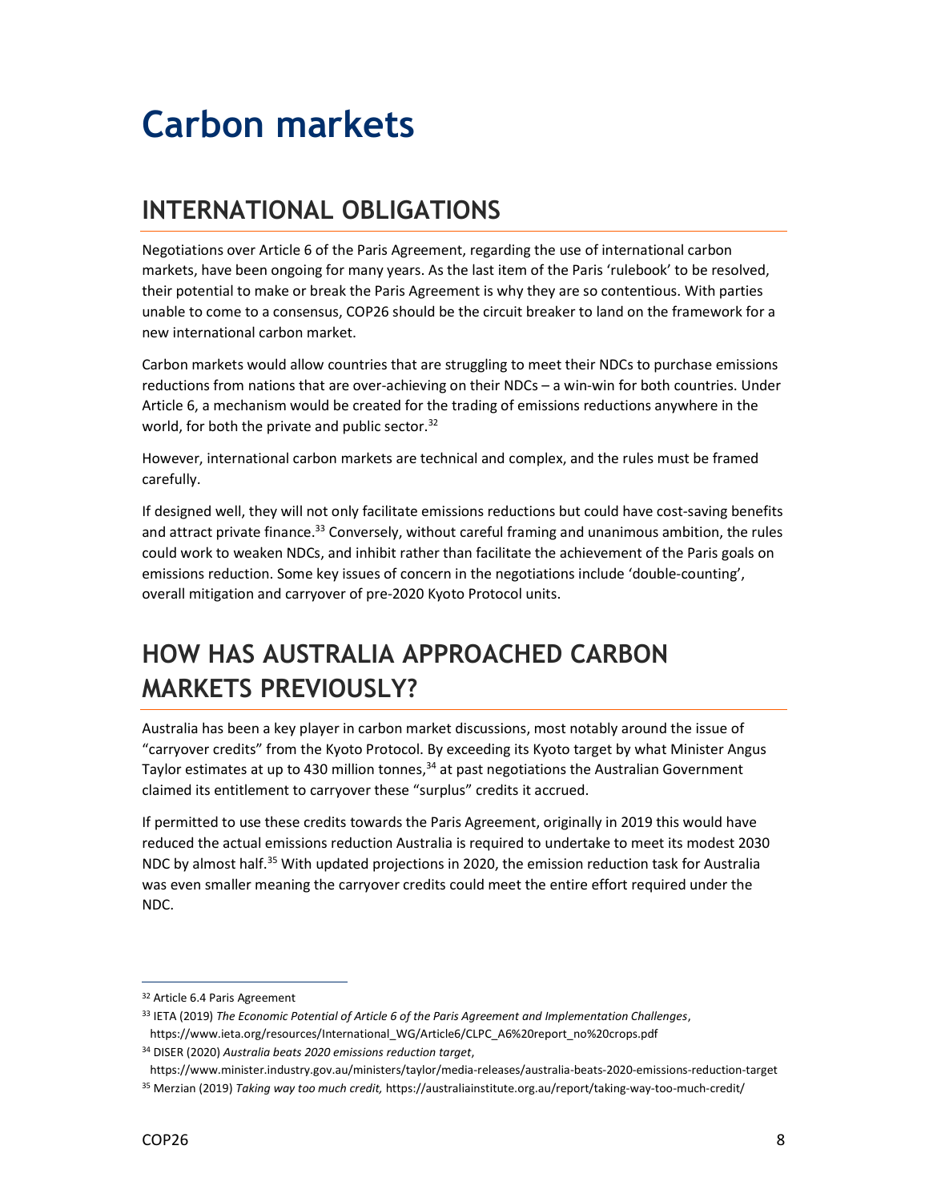# Carbon markets

## INTERNATIONAL OBLIGATIONS

Negotiations over Article 6 of the Paris Agreement, regarding the use of international carbon markets, have been ongoing for many years. As the last item of the Paris 'rulebook' to be resolved, their potential to make or break the Paris Agreement is why they are so contentious. With parties unable to come to a consensus, COP26 should be the circuit breaker to land on the framework for a new international carbon market.

Carbon markets would allow countries that are struggling to meet their NDCs to purchase emissions reductions from nations that are over-achieving on their NDCs – a win-win for both countries. Under Article 6, a mechanism would be created for the trading of emissions reductions anywhere in the world, for both the private and public sector.[32]

However, international carbon markets are technical and complex, and the rules must be framed carefully.

If designed well, they will not only facilitate emissions reductions but could have cost-saving benefits and attract private finance.[33] Conversely, without careful framing and unanimous ambition, the rules could work to weaken NDCs, and inhibit rather than facilitate the achievement of the Paris goals on emissions reduction. Some key issues of concern in the negotiations include 'double-counting', overall mitigation and carryover of pre-2020 Kyoto Protocol units.

## HOW HAS AUSTRALIA APPROACHED CARBON MARKETS PREVIOUSLY?

Australia has been a key player in carbon market discussions, most notably around the issue of "carryover credits" from the Kyoto Protocol. By exceeding its Kyoto target by what Minister Angus Taylor estimates at up to 430 million tonnes,[34] at past negotiations the Australian Government claimed its entitlement to carryover these "surplus" credits it accrued.

If permitted to use these credits towards the Paris Agreement, originally in 2019 this would have reduced the actual emissions reduction Australia is required to undertake to meet its modest 2030 NDC by almost half.[35] With updated projections in 2020, the emission reduction task for Australia was even smaller meaning the carryover credits could meet the entire effort required under the NDC.

---

[32] Article 6.4 Paris Agreement

[33] IETA (2019) *The Economic Potential of Article 6 of the Paris Agreement and Implementation Challenges*, https://www.ieta.org/resources/International_WG/Article6/CLPC_A6%20report_no%20crops.pdf

[34] DISER (2020) *Australia beats 2020 emissions reduction target*, https://www.minister.industry.gov.au/ministers/taylor/media-releases/australia-beats-2020-emissions-reduction-target

[35] Merzian (2019) *Taking way too much credit,* https://australiainstitute.org.au/report/taking-way-too-much-credit/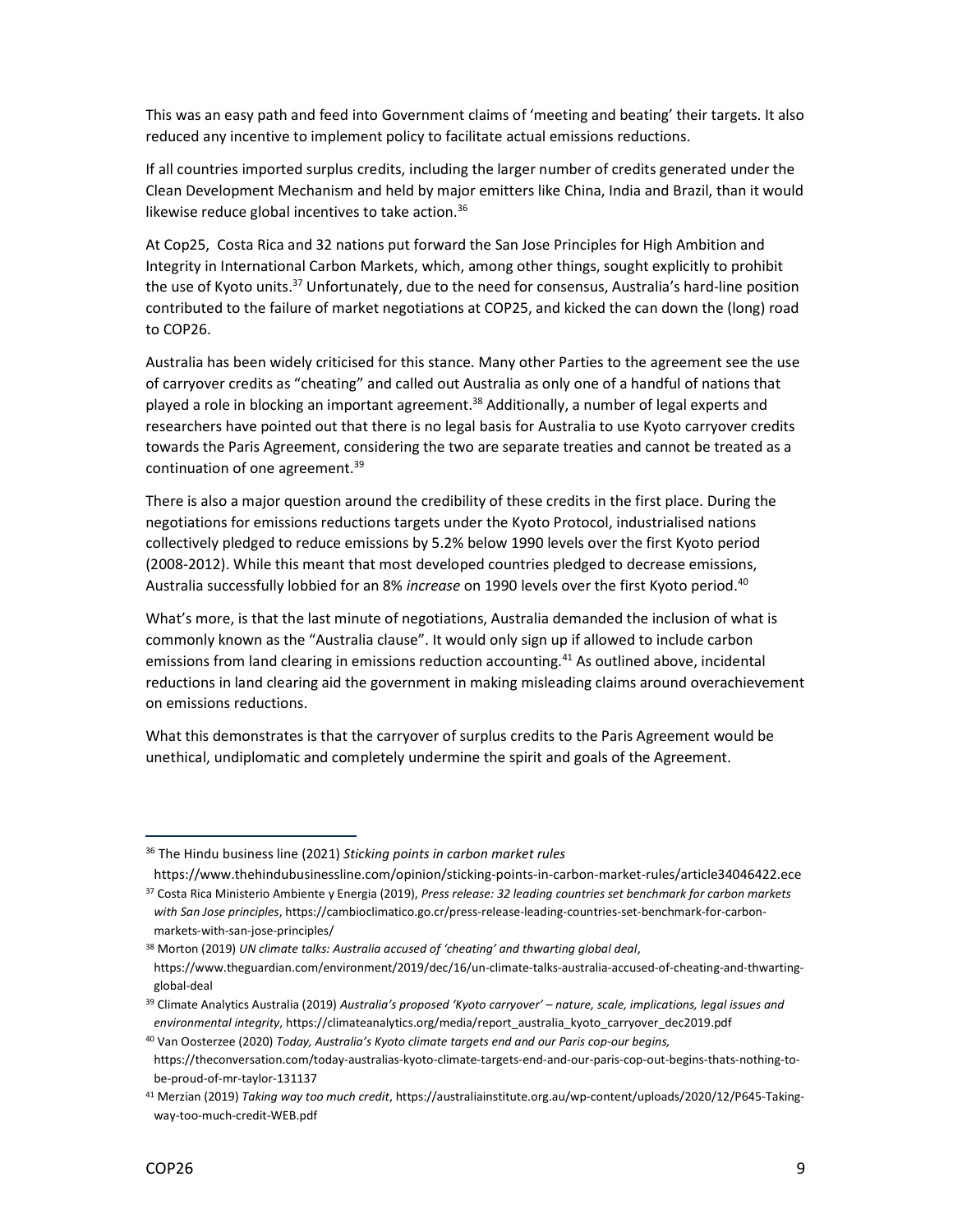This was an easy path and feed into Government claims of 'meeting and beating' their targets. It also reduced any incentive to implement policy to facilitate actual emissions reductions.

If all countries imported surplus credits, including the larger number of credits generated under the Clean Development Mechanism and held by major emitters like China, India and Brazil, than it would likewise reduce global incentives to take action.[36]

At Cop25, Costa Rica and 32 nations put forward the San Jose Principles for High Ambition and Integrity in International Carbon Markets, which, among other things, sought explicitly to prohibit the use of Kyoto units.[37] Unfortunately, due to the need for consensus, Australia's hard-line position contributed to the failure of market negotiations at COP25, and kicked the can down the (long) road to COP26.

Australia has been widely criticised for this stance. Many other Parties to the agreement see the use of carryover credits as "cheating" and called out Australia as only one of a handful of nations that played a role in blocking an important agreement.[38] Additionally, a number of legal experts and researchers have pointed out that there is no legal basis for Australia to use Kyoto carryover credits towards the Paris Agreement, considering the two are separate treaties and cannot be treated as a continuation of one agreement.[39]

There is also a major question around the credibility of these credits in the first place. During the negotiations for emissions reductions targets under the Kyoto Protocol, industrialised nations collectively pledged to reduce emissions by 5.2% below 1990 levels over the first Kyoto period (2008-2012). While this meant that most developed countries pledged to decrease emissions, Australia successfully lobbied for an 8% *increase* on 1990 levels over the first Kyoto period.[40]

What's more, is that the last minute of negotiations, Australia demanded the inclusion of what is commonly known as the "Australia clause". It would only sign up if allowed to include carbon emissions from land clearing in emissions reduction accounting.[41] As outlined above, incidental reductions in land clearing aid the government in making misleading claims around overachievement on emissions reductions.

What this demonstrates is that the carryover of surplus credits to the Paris Agreement would be unethical, undiplomatic and completely undermine the spirit and goals of the Agreement.

---

[36] The Hindu business line (2021) *Sticking points in carbon market rules* https://www.thehindubusinessline.com/opinion/sticking-points-in-carbon-market-rules/article34046422.ece

[37] Costa Rica Ministerio Ambiente y Energia (2019), *Press release: 32 leading countries set benchmark for carbon markets with San Jose principles*, https://cambioclimatico.go.cr/press-release-leading-countries-set-benchmark-for-carbon-markets-with-san-jose-principles/

[38] Morton (2019) *UN climate talks: Australia accused of 'cheating' and thwarting global deal*, https://www.theguardian.com/environment/2019/dec/16/un-climate-talks-australia-accused-of-cheating-and-thwarting-global-deal

[39] Climate Analytics Australia (2019) *Australia's proposed 'Kyoto carryover' – nature, scale, implications, legal issues and environmental integrity*, https://climateanalytics.org/media/report_australia_kyoto_carryover_dec2019.pdf

[40] Van Oosterzee (2020) *Today, Australia's Kyoto climate targets end and our Paris cop-our begins,* https://theconversation.com/today-australias-kyoto-climate-targets-end-and-our-paris-cop-out-begins-thats-nothing-to-be-proud-of-mr-taylor-131137

[41] Merzian (2019) *Taking way too much credit*, https://australiainstitute.org.au/wp-content/uploads/2020/12/P645-Taking-way-too-much-credit-WEB.pdf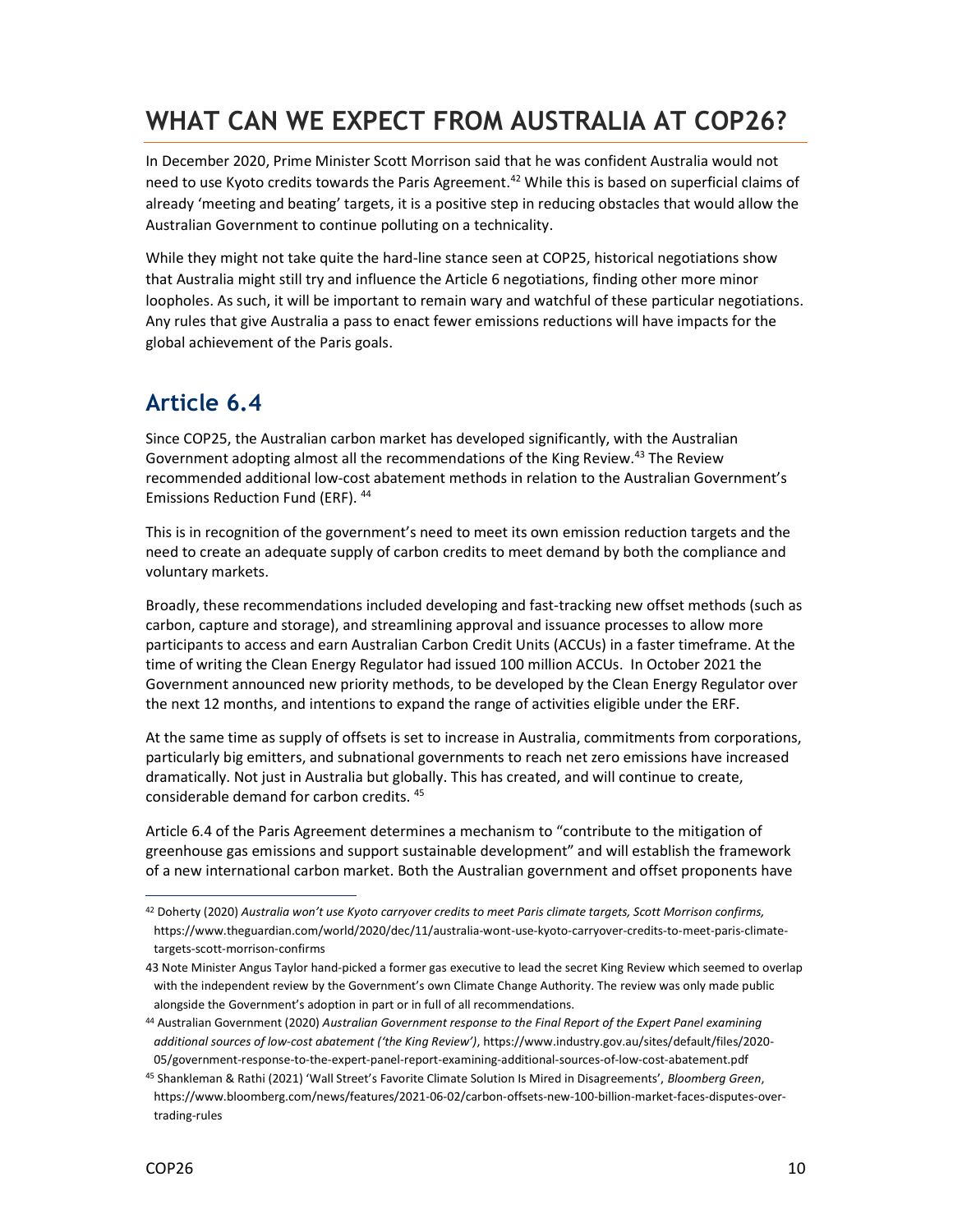# WHAT CAN WE EXPECT FROM AUSTRALIA AT COP26?

In December 2020, Prime Minister Scott Morrison said that he was confident Australia would not need to use Kyoto credits towards the Paris Agreement.[42] While this is based on superficial claims of already 'meeting and beating' targets, it is a positive step in reducing obstacles that would allow the Australian Government to continue polluting on a technicality.

While they might not take quite the hard-line stance seen at COP25, historical negotiations show that Australia might still try and influence the Article 6 negotiations, finding other more minor loopholes. As such, it will be important to remain wary and watchful of these particular negotiations. Any rules that give Australia a pass to enact fewer emissions reductions will have impacts for the global achievement of the Paris goals.

## Article 6.4

Since COP25, the Australian carbon market has developed significantly, with the Australian Government adopting almost all the recommendations of the King Review.[43] The Review recommended additional low-cost abatement methods in relation to the Australian Government's Emissions Reduction Fund (ERF). [44]

This is in recognition of the government's need to meet its own emission reduction targets and the need to create an adequate supply of carbon credits to meet demand by both the compliance and voluntary markets.

Broadly, these recommendations included developing and fast-tracking new offset methods (such as carbon, capture and storage), and streamlining approval and issuance processes to allow more participants to access and earn Australian Carbon Credit Units (ACCUs) in a faster timeframe. At the time of writing the Clean Energy Regulator had issued 100 million ACCUs. In October 2021 the Government announced new priority methods, to be developed by the Clean Energy Regulator over the next 12 months, and intentions to expand the range of activities eligible under the ERF.

At the same time as supply of offsets is set to increase in Australia, commitments from corporations, particularly big emitters, and subnational governments to reach net zero emissions have increased dramatically. Not just in Australia but globally. This has created, and will continue to create, considerable demand for carbon credits. [45]

Article 6.4 of the Paris Agreement determines a mechanism to "contribute to the mitigation of greenhouse gas emissions and support sustainable development" and will establish the framework of a new international carbon market. Both the Australian government and offset proponents have

---

[42] Doherty (2020) *Australia won't use Kyoto carryover credits to meet Paris climate targets, Scott Morrison confirms,* https://www.theguardian.com/world/2020/dec/11/australia-wont-use-kyoto-carryover-credits-to-meet-paris-climate-targets-scott-morrison-confirms

43 Note Minister Angus Taylor hand-picked a former gas executive to lead the secret King Review which seemed to overlap with the independent review by the Government's own Climate Change Authority. The review was only made public alongside the Government's adoption in part or in full of all recommendations.

[44] Australian Government (2020) *Australian Government response to the Final Report of the Expert Panel examining additional sources of low-cost abatement ('the King Review')*, https://www.industry.gov.au/sites/default/files/2020-05/government-response-to-the-expert-panel-report-examining-additional-sources-of-low-cost-abatement.pdf

[45] Shankleman & Rathi (2021) 'Wall Street's Favorite Climate Solution Is Mired in Disagreements', *Bloomberg Green*, https://www.bloomberg.com/news/features/2021-06-02/carbon-offsets-new-100-billion-market-faces-disputes-over-trading-rules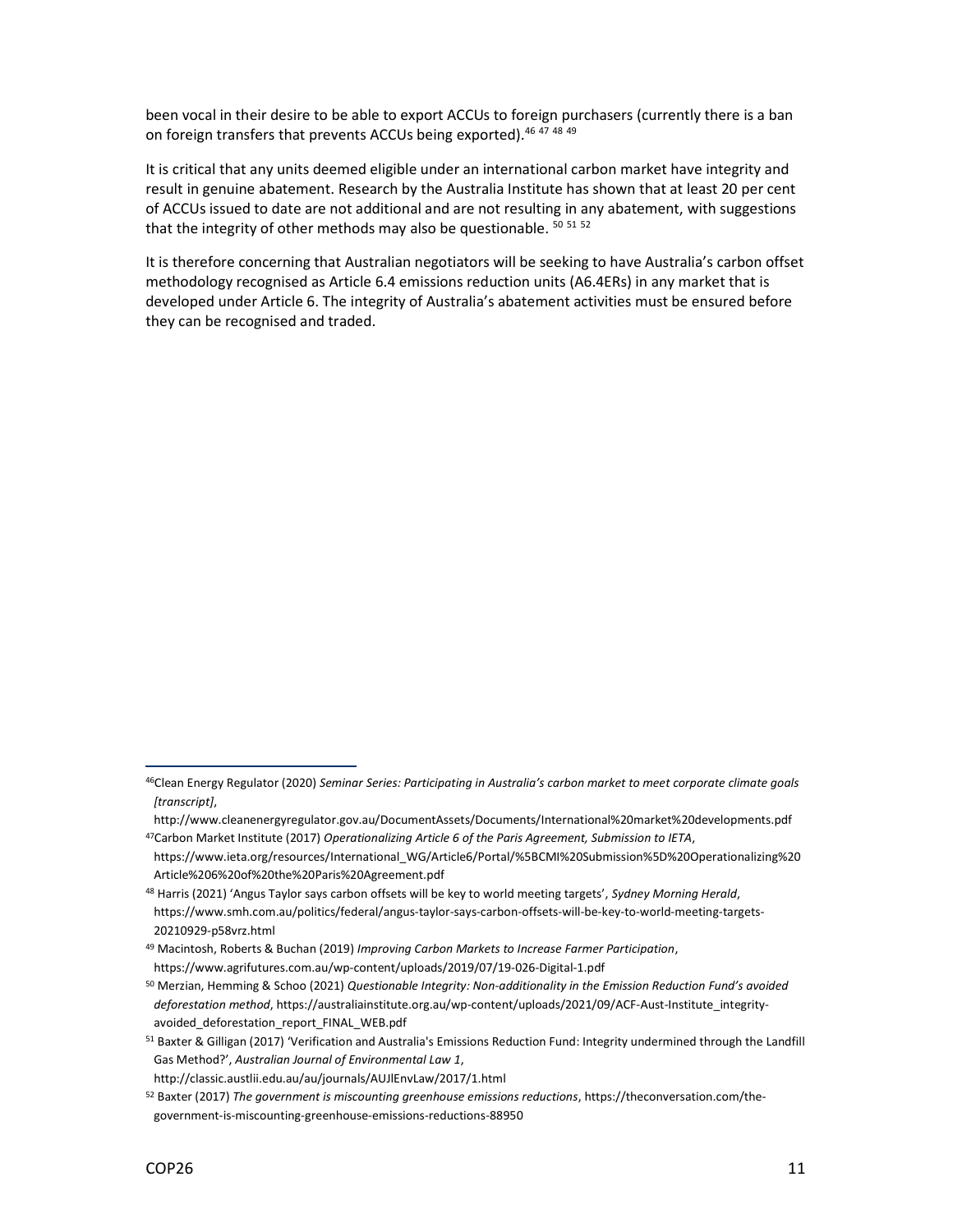been vocal in their desire to be able to export ACCUs to foreign purchasers (currently there is a ban on foreign transfers that prevents ACCUs being exported).[46 47 48 49]

It is critical that any units deemed eligible under an international carbon market have integrity and result in genuine abatement. Research by the Australia Institute has shown that at least 20 per cent of ACCUs issued to date are not additional and are not resulting in any abatement, with suggestions that the integrity of other methods may also be questionable. [50 51 52]

It is therefore concerning that Australian negotiators will be seeking to have Australia's carbon offset methodology recognised as Article 6.4 emissions reduction units (A6.4ERs) in any market that is developed under Article 6. The integrity of Australia's abatement activities must be ensured before they can be recognised and traded.

---

[46] Clean Energy Regulator (2020) *Seminar Series: Participating in Australia's carbon market to meet corporate climate goals [transcript]*, http://www.cleanenergyregulator.gov.au/DocumentAssets/Documents/International%20market%20developments.pdf

[47] Carbon Market Institute (2017) *Operationalizing Article 6 of the Paris Agreement, Submission to IETA*, https://www.ieta.org/resources/International_WG/Article6/Portal/%5BCMI%20Submission%5D%20Operationalizing%20Article%206%20of%20the%20Paris%20Agreement.pdf

[48] Harris (2021) 'Angus Taylor says carbon offsets will be key to world meeting targets', *Sydney Morning Herald*, https://www.smh.com.au/politics/federal/angus-taylor-says-carbon-offsets-will-be-key-to-world-meeting-targets-20210929-p58vrz.html

[49] Macintosh, Roberts & Buchan (2019) *Improving Carbon Markets to Increase Farmer Participation*, https://www.agrifutures.com.au/wp-content/uploads/2019/07/19-026-Digital-1.pdf

[50] Merzian, Hemming & Schoo (2021) *Questionable Integrity: Non-additionality in the Emission Reduction Fund's avoided deforestation method*, https://australiainstitute.org.au/wp-content/uploads/2021/09/ACF-Aust-Institute_integrity-avoided_deforestation_report_FINAL_WEB.pdf

[51] Baxter & Gilligan (2017) 'Verification and Australia's Emissions Reduction Fund: Integrity undermined through the Landfill Gas Method?', *Australian Journal of Environmental Law 1*, http://classic.austlii.edu.au/au/journals/AUJlEnvLaw/2017/1.html

[52] Baxter (2017) *The government is miscounting greenhouse emissions reductions*, https://theconversation.com/the-government-is-miscounting-greenhouse-emissions-reductions-88950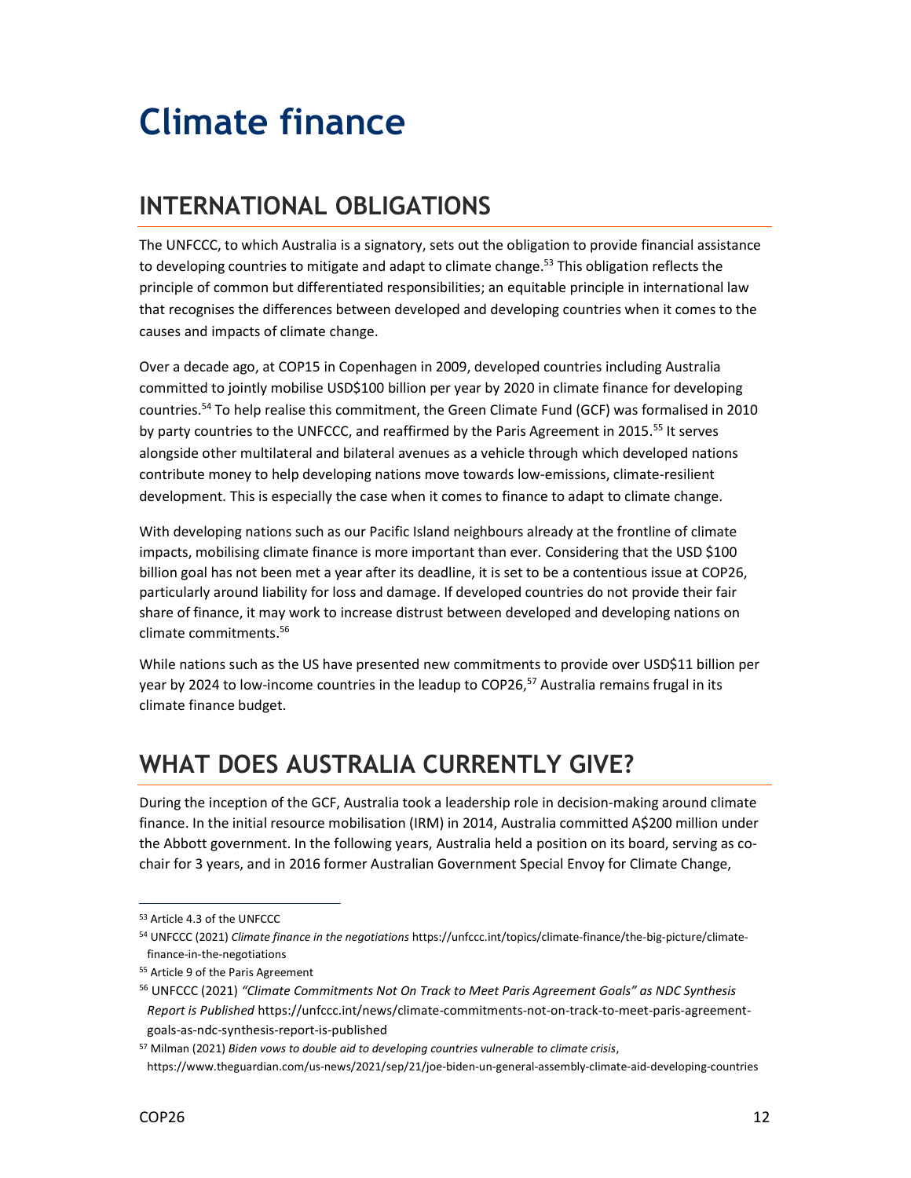# Climate finance

## INTERNATIONAL OBLIGATIONS

The UNFCCC, to which Australia is a signatory, sets out the obligation to provide financial assistance to developing countries to mitigate and adapt to climate change.[53] This obligation reflects the principle of common but differentiated responsibilities; an equitable principle in international law that recognises the differences between developed and developing countries when it comes to the causes and impacts of climate change.

Over a decade ago, at COP15 in Copenhagen in 2009, developed countries including Australia committed to jointly mobilise USD$100 billion per year by 2020 in climate finance for developing countries.[54] To help realise this commitment, the Green Climate Fund (GCF) was formalised in 2010 by party countries to the UNFCCC, and reaffirmed by the Paris Agreement in 2015.[55] It serves alongside other multilateral and bilateral avenues as a vehicle through which developed nations contribute money to help developing nations move towards low-emissions, climate-resilient development. This is especially the case when it comes to finance to adapt to climate change.

With developing nations such as our Pacific Island neighbours already at the frontline of climate impacts, mobilising climate finance is more important than ever. Considering that the USD $100 billion goal has not been met a year after its deadline, it is set to be a contentious issue at COP26, particularly around liability for loss and damage. If developed countries do not provide their fair share of finance, it may work to increase distrust between developed and developing nations on climate commitments.[56]

While nations such as the US have presented new commitments to provide over USD$11 billion per year by 2024 to low-income countries in the leadup to COP26,[57] Australia remains frugal in its climate finance budget.

## WHAT DOES AUSTRALIA CURRENTLY GIVE?

During the inception of the GCF, Australia took a leadership role in decision-making around climate finance. In the initial resource mobilisation (IRM) in 2014, Australia committed A$200 million under the Abbott government. In the following years, Australia held a position on its board, serving as co-chair for 3 years, and in 2016 former Australian Government Special Envoy for Climate Change,

---

[53] Article 4.3 of the UNFCCC

[54] UNFCCC (2021) *Climate finance in the negotiations* https://unfccc.int/topics/climate-finance/the-big-picture/climate-finance-in-the-negotiations

[55] Article 9 of the Paris Agreement

[56] UNFCCC (2021) *"Climate Commitments Not On Track to Meet Paris Agreement Goals" as NDC Synthesis Report is Published* https://unfccc.int/news/climate-commitments-not-on-track-to-meet-paris-agreement-goals-as-ndc-synthesis-report-is-published

[57] Milman (2021) *Biden vows to double aid to developing countries vulnerable to climate crisis*, https://www.theguardian.com/us-news/2021/sep/21/joe-biden-un-general-assembly-climate-aid-developing-countries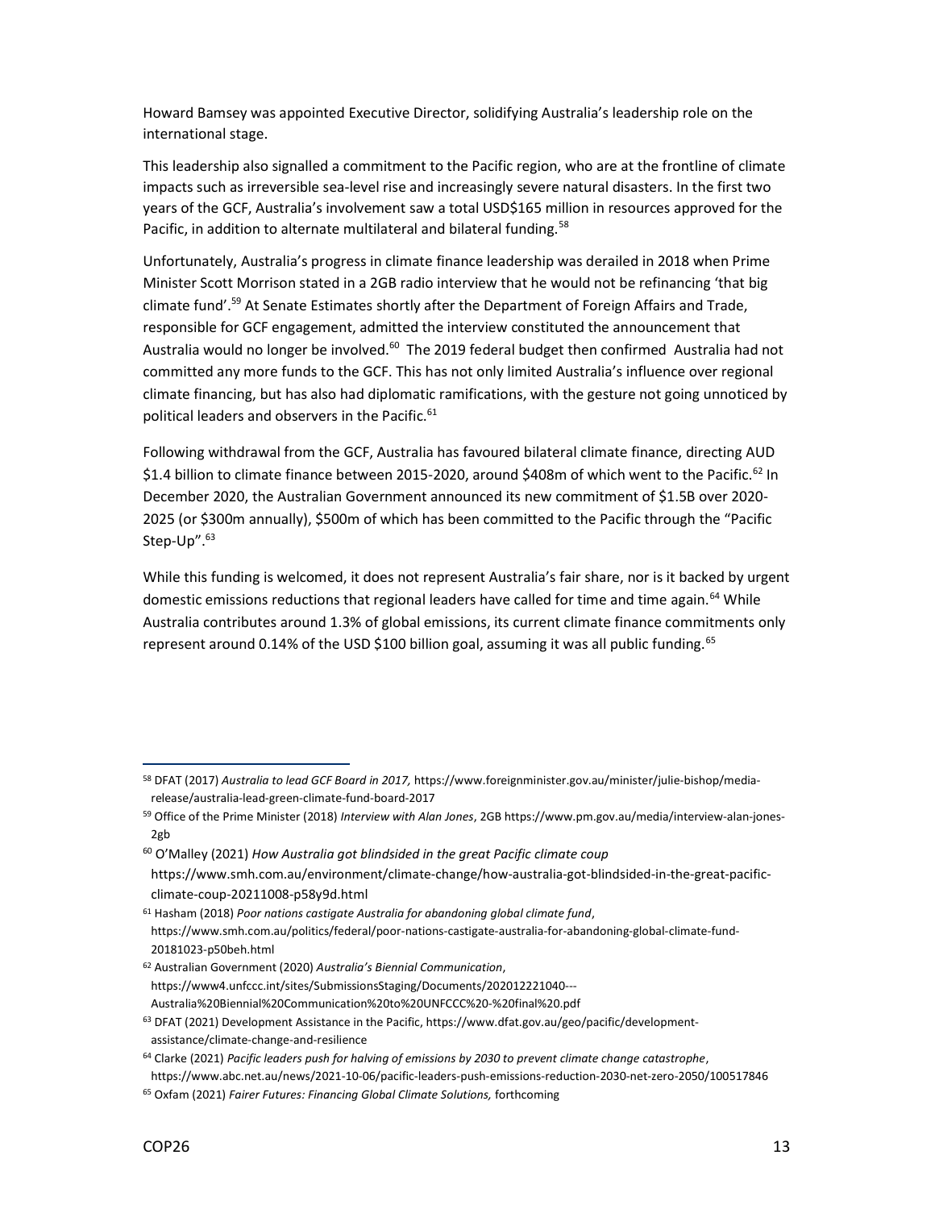Howard Bamsey was appointed Executive Director, solidifying Australia's leadership role on the international stage.

This leadership also signalled a commitment to the Pacific region, who are at the frontline of climate impacts such as irreversible sea-level rise and increasingly severe natural disasters. In the first two years of the GCF, Australia's involvement saw a total USD$165 million in resources approved for the Pacific, in addition to alternate multilateral and bilateral funding.[58]

Unfortunately, Australia's progress in climate finance leadership was derailed in 2018 when Prime Minister Scott Morrison stated in a 2GB radio interview that he would not be refinancing 'that big climate fund'.[59] At Senate Estimates shortly after the Department of Foreign Affairs and Trade, responsible for GCF engagement, admitted the interview constituted the announcement that Australia would no longer be involved.[60] The 2019 federal budget then confirmed Australia had not committed any more funds to the GCF. This has not only limited Australia's influence over regional climate financing, but has also had diplomatic ramifications, with the gesture not going unnoticed by political leaders and observers in the Pacific.[61]

Following withdrawal from the GCF, Australia has favoured bilateral climate finance, directing AUD $1.4 billion to climate finance between 2015-2020, around $408m of which went to the Pacific.[62] In December 2020, the Australian Government announced its new commitment of $1.5B over 2020-2025 (or $300m annually), $500m of which has been committed to the Pacific through the "Pacific Step-Up".[63]

While this funding is welcomed, it does not represent Australia's fair share, nor is it backed by urgent domestic emissions reductions that regional leaders have called for time and time again.[64] While Australia contributes around 1.3% of global emissions, its current climate finance commitments only represent around 0.14% of the USD $100 billion goal, assuming it was all public funding.[65]

---

[58] DFAT (2017) *Australia to lead GCF Board in 2017,* https://www.foreignminister.gov.au/minister/julie-bishop/media-release/australia-lead-green-climate-fund-board-2017

[59] Office of the Prime Minister (2018) *Interview with Alan Jones*, 2GB https://www.pm.gov.au/media/interview-alan-jones-2gb

[60] O'Malley (2021) *How Australia got blindsided in the great Pacific climate coup* https://www.smh.com.au/environment/climate-change/how-australia-got-blindsided-in-the-great-pacific-climate-coup-20211008-p58y9d.html

[61] Hasham (2018) *Poor nations castigate Australia for abandoning global climate fund*, https://www.smh.com.au/politics/federal/poor-nations-castigate-australia-for-abandoning-global-climate-fund-20181023-p50beh.html

[62] Australian Government (2020) *Australia's Biennial Communication*, https://www4.unfccc.int/sites/SubmissionsStaging/Documents/202012221040---Australia%20Biennial%20Communication%20to%20UNFCCC%20-%20final%20.pdf

[63] DFAT (2021) Development Assistance in the Pacific, https://www.dfat.gov.au/geo/pacific/development-assistance/climate-change-and-resilience

[64] Clarke (2021) *Pacific leaders push for halving of emissions by 2030 to prevent climate change catastrophe*, https://www.abc.net.au/news/2021-10-06/pacific-leaders-push-emissions-reduction-2030-net-zero-2050/100517846

[65] Oxfam (2021) *Fairer Futures: Financing Global Climate Solutions,* forthcoming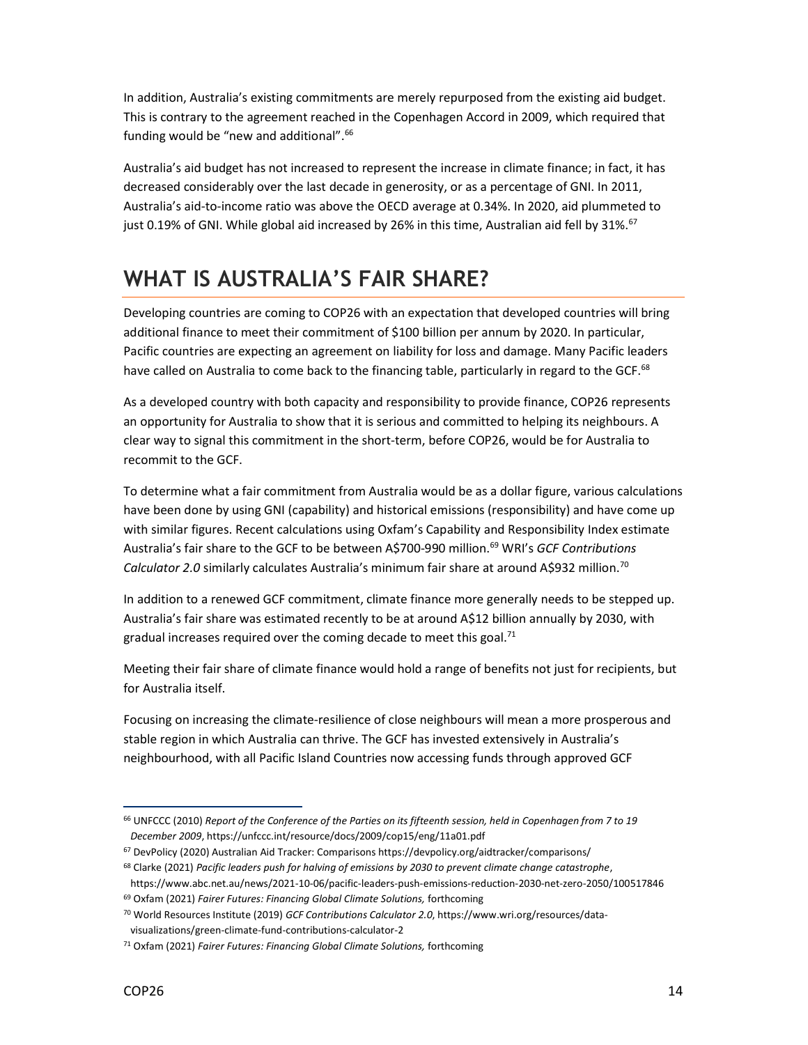In addition, Australia's existing commitments are merely repurposed from the existing aid budget. This is contrary to the agreement reached in the Copenhagen Accord in 2009, which required that funding would be "new and additional".[66]

Australia's aid budget has not increased to represent the increase in climate finance; in fact, it has decreased considerably over the last decade in generosity, or as a percentage of GNI. In 2011, Australia's aid-to-income ratio was above the OECD average at 0.34%. In 2020, aid plummeted to just 0.19% of GNI. While global aid increased by 26% in this time, Australian aid fell by 31%.[67]

# WHAT IS AUSTRALIA'S FAIR SHARE?

Developing countries are coming to COP26 with an expectation that developed countries will bring additional finance to meet their commitment of $100 billion per annum by 2020. In particular, Pacific countries are expecting an agreement on liability for loss and damage. Many Pacific leaders have called on Australia to come back to the financing table, particularly in regard to the GCF.[68]

As a developed country with both capacity and responsibility to provide finance, COP26 represents an opportunity for Australia to show that it is serious and committed to helping its neighbours. A clear way to signal this commitment in the short-term, before COP26, would be for Australia to recommit to the GCF.

To determine what a fair commitment from Australia would be as a dollar figure, various calculations have been done by using GNI (capability) and historical emissions (responsibility) and have come up with similar figures. Recent calculations using Oxfam's Capability and Responsibility Index estimate Australia's fair share to the GCF to be between A$700-990 million.[69] WRI's *GCF Contributions Calculator 2.0* similarly calculates Australia's minimum fair share at around A$932 million.[70]

In addition to a renewed GCF commitment, climate finance more generally needs to be stepped up. Australia's fair share was estimated recently to be at around A$12 billion annually by 2030, with gradual increases required over the coming decade to meet this goal.[71]

Meeting their fair share of climate finance would hold a range of benefits not just for recipients, but for Australia itself.

Focusing on increasing the climate-resilience of close neighbours will mean a more prosperous and stable region in which Australia can thrive. The GCF has invested extensively in Australia's neighbourhood, with all Pacific Island Countries now accessing funds through approved GCF

---

[66] UNFCCC (2010) *Report of the Conference of the Parties on its fifteenth session, held in Copenhagen from 7 to 19 December 2009*, https://unfccc.int/resource/docs/2009/cop15/eng/11a01.pdf

[67] DevPolicy (2020) Australian Aid Tracker: Comparisons https://devpolicy.org/aidtracker/comparisons/

[68] Clarke (2021) *Pacific leaders push for halving of emissions by 2030 to prevent climate change catastrophe*, https://www.abc.net.au/news/2021-10-06/pacific-leaders-push-emissions-reduction-2030-net-zero-2050/100517846

[69] Oxfam (2021) *Fairer Futures: Financing Global Climate Solutions,* forthcoming

[70] World Resources Institute (2019) *GCF Contributions Calculator 2.0*, https://www.wri.org/resources/data-visualizations/green-climate-fund-contributions-calculator-2

[71] Oxfam (2021) *Fairer Futures: Financing Global Climate Solutions,* forthcoming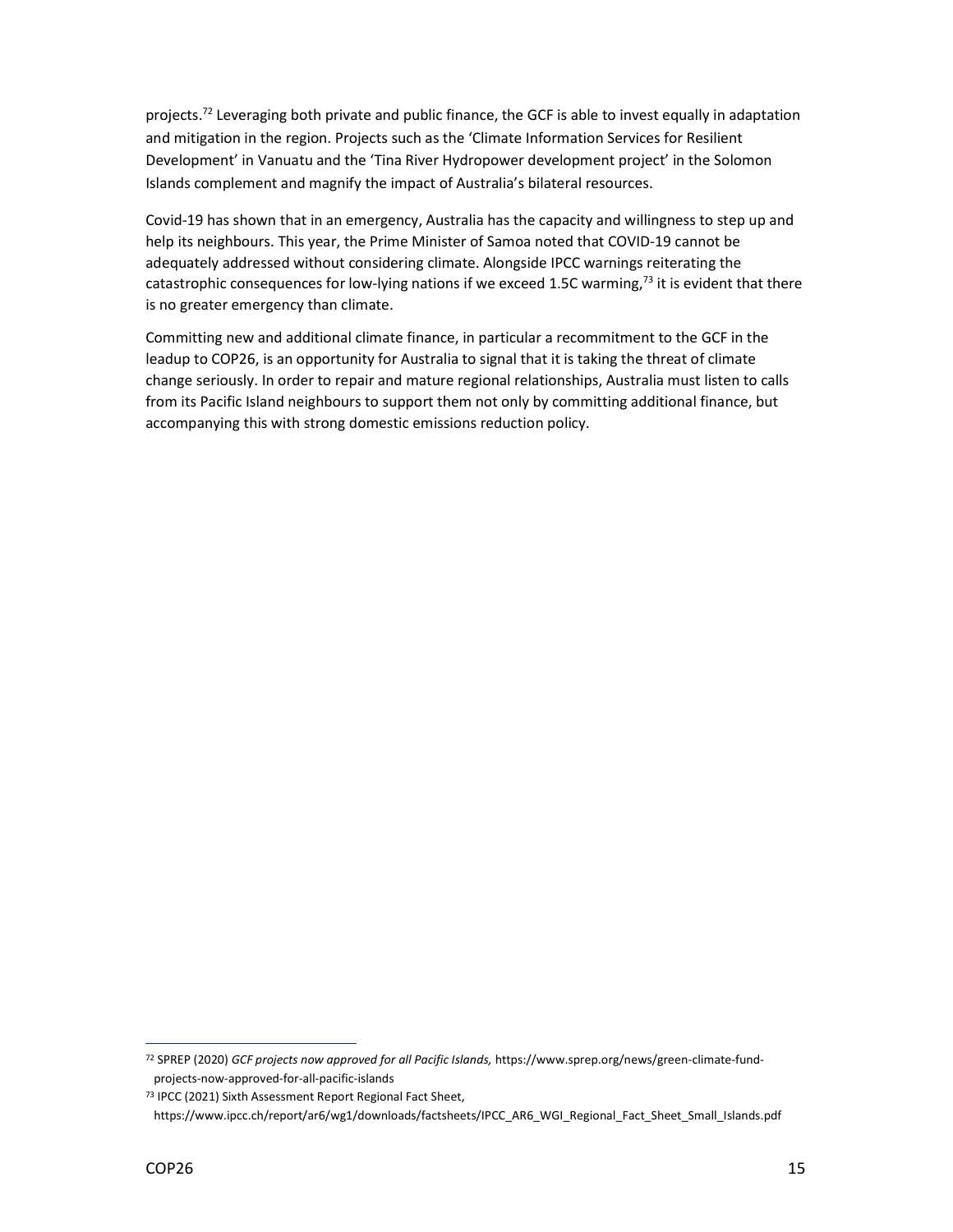projects.[72] Leveraging both private and public finance, the GCF is able to invest equally in adaptation and mitigation in the region. Projects such as the 'Climate Information Services for Resilient Development' in Vanuatu and the 'Tina River Hydropower development project' in the Solomon Islands complement and magnify the impact of Australia's bilateral resources.

Covid-19 has shown that in an emergency, Australia has the capacity and willingness to step up and help its neighbours. This year, the Prime Minister of Samoa noted that COVID-19 cannot be adequately addressed without considering climate. Alongside IPCC warnings reiterating the catastrophic consequences for low-lying nations if we exceed 1.5C warming,[73] it is evident that there is no greater emergency than climate.

Committing new and additional climate finance, in particular a recommitment to the GCF in the leadup to COP26, is an opportunity for Australia to signal that it is taking the threat of climate change seriously. In order to repair and mature regional relationships, Australia must listen to calls from its Pacific Island neighbours to support them not only by committing additional finance, but accompanying this with strong domestic emissions reduction policy.

---

[72] SPREP (2020) *GCF projects now approved for all Pacific Islands,* https://www.sprep.org/news/green-climate-fund-projects-now-approved-for-all-pacific-islands

[73] IPCC (2021) Sixth Assessment Report Regional Fact Sheet, https://www.ipcc.ch/report/ar6/wg1/downloads/factsheets/IPCC_AR6_WGI_Regional_Fact_Sheet_Small_Islands.pdf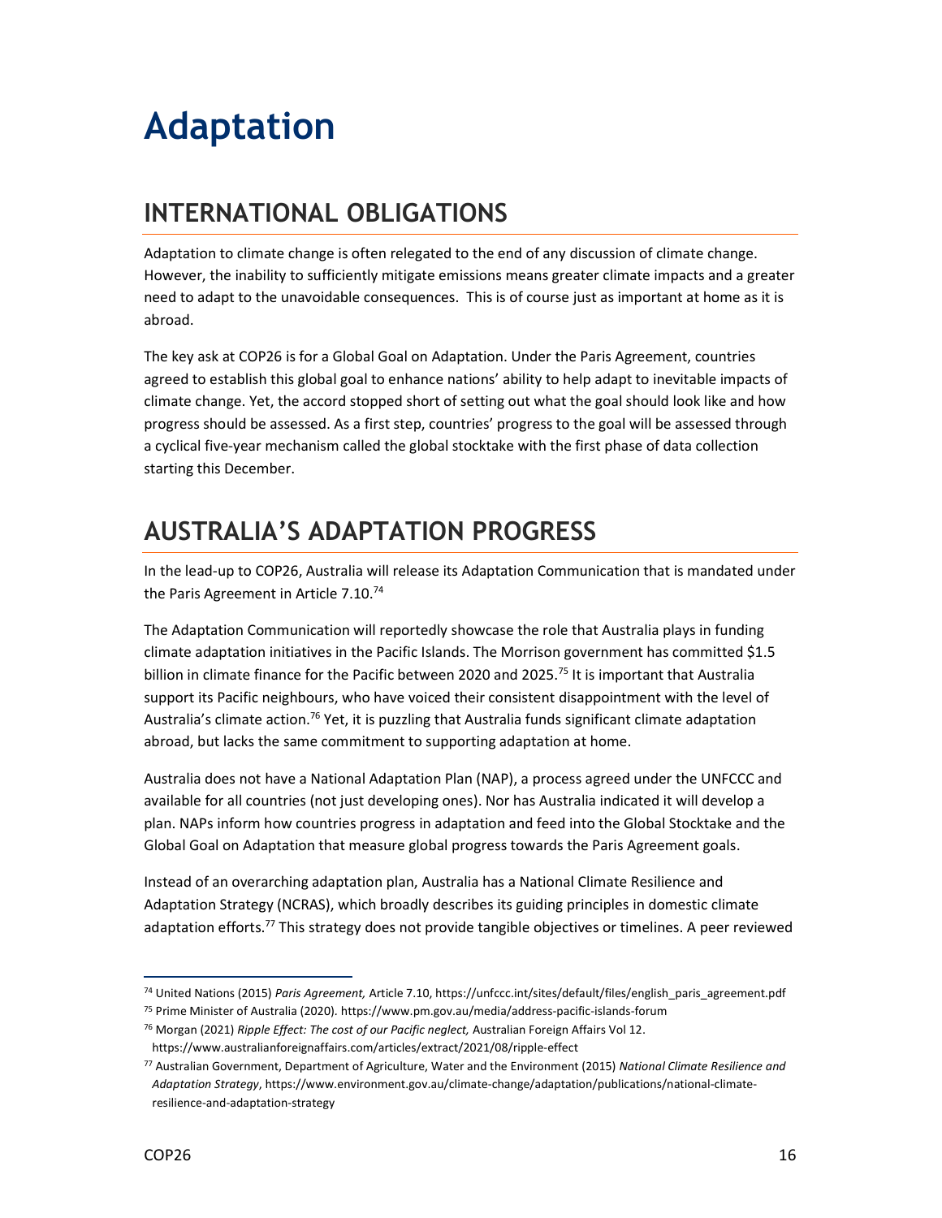# Adaptation

## INTERNATIONAL OBLIGATIONS

Adaptation to climate change is often relegated to the end of any discussion of climate change. However, the inability to sufficiently mitigate emissions means greater climate impacts and a greater need to adapt to the unavoidable consequences. This is of course just as important at home as it is abroad.

The key ask at COP26 is for a Global Goal on Adaptation. Under the Paris Agreement, countries agreed to establish this global goal to enhance nations' ability to help adapt to inevitable impacts of climate change. Yet, the accord stopped short of setting out what the goal should look like and how progress should be assessed. As a first step, countries' progress to the goal will be assessed through a cyclical five-year mechanism called the global stocktake with the first phase of data collection starting this December.

## AUSTRALIA'S ADAPTATION PROGRESS

In the lead-up to COP26, Australia will release its Adaptation Communication that is mandated under the Paris Agreement in Article 7.10.[74]

The Adaptation Communication will reportedly showcase the role that Australia plays in funding climate adaptation initiatives in the Pacific Islands. The Morrison government has committed $1.5 billion in climate finance for the Pacific between 2020 and 2025.[75] It is important that Australia support its Pacific neighbours, who have voiced their consistent disappointment with the level of Australia's climate action.[76] Yet, it is puzzling that Australia funds significant climate adaptation abroad, but lacks the same commitment to supporting adaptation at home.

Australia does not have a National Adaptation Plan (NAP), a process agreed under the UNFCCC and available for all countries (not just developing ones). Nor has Australia indicated it will develop a plan. NAPs inform how countries progress in adaptation and feed into the Global Stocktake and the Global Goal on Adaptation that measure global progress towards the Paris Agreement goals.

Instead of an overarching adaptation plan, Australia has a National Climate Resilience and Adaptation Strategy (NCRAS), which broadly describes its guiding principles in domestic climate adaptation efforts.[77] This strategy does not provide tangible objectives or timelines. A peer reviewed

---

[74] United Nations (2015) *Paris Agreement,* Article 7.10, https://unfccc.int/sites/default/files/english_paris_agreement.pdf

[75] Prime Minister of Australia (2020). https://www.pm.gov.au/media/address-pacific-islands-forum

[76] Morgan (2021) *Ripple Effect: The cost of our Pacific neglect,* Australian Foreign Affairs Vol 12. https://www.australianforeignaffairs.com/articles/extract/2021/08/ripple-effect

[77] Australian Government, Department of Agriculture, Water and the Environment (2015) *National Climate Resilience and Adaptation Strategy*, https://www.environment.gov.au/climate-change/adaptation/publications/national-climate-resilience-and-adaptation-strategy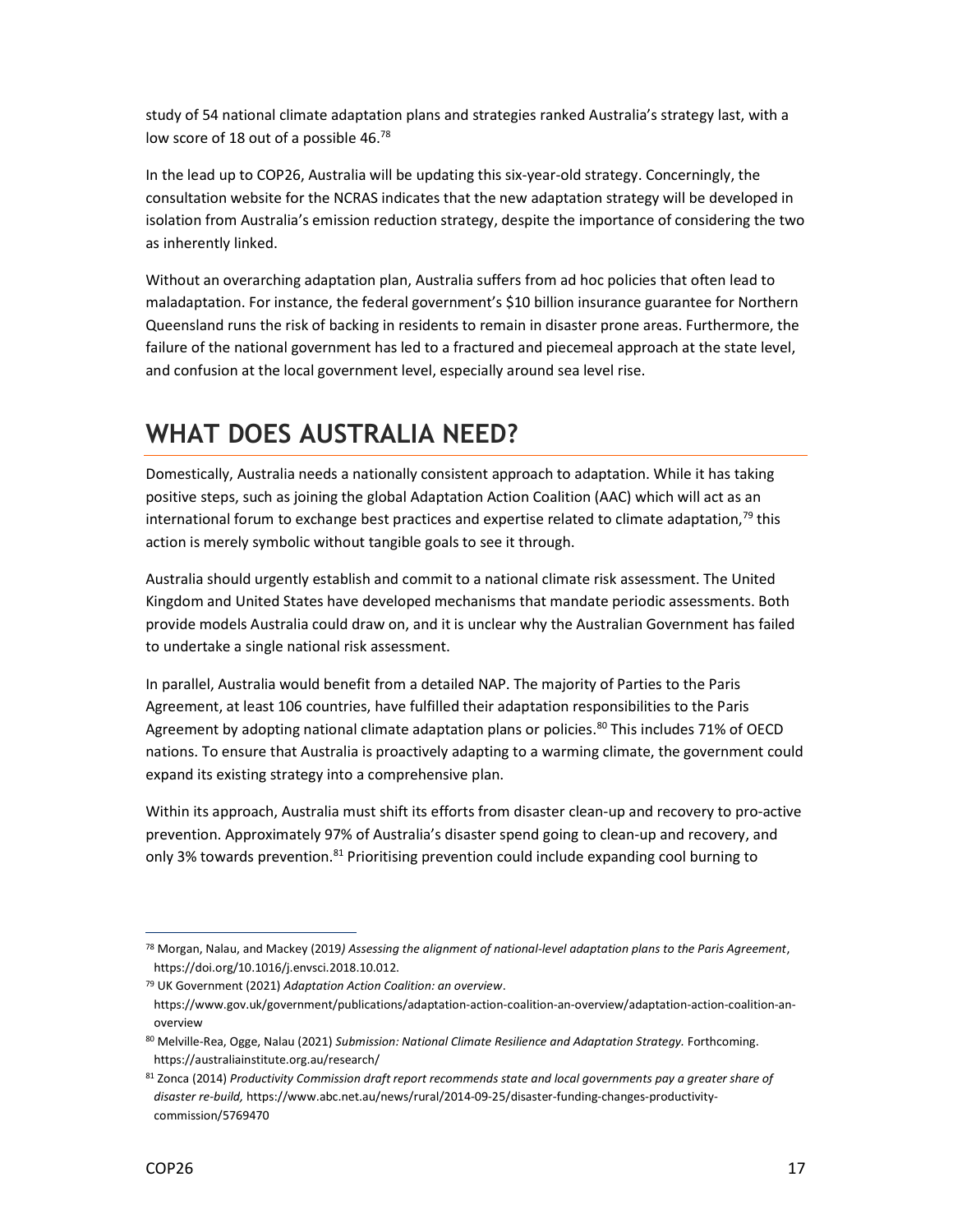study of 54 national climate adaptation plans and strategies ranked Australia's strategy last, with a low score of 18 out of a possible 46.[78]

In the lead up to COP26, Australia will be updating this six-year-old strategy. Concerningly, the consultation website for the NCRAS indicates that the new adaptation strategy will be developed in isolation from Australia's emission reduction strategy, despite the importance of considering the two as inherently linked.

Without an overarching adaptation plan, Australia suffers from ad hoc policies that often lead to maladaptation. For instance, the federal government's $10 billion insurance guarantee for Northern Queensland runs the risk of backing in residents to remain in disaster prone areas. Furthermore, the failure of the national government has led to a fractured and piecemeal approach at the state level, and confusion at the local government level, especially around sea level rise.

## WHAT DOES AUSTRALIA NEED?

Domestically, Australia needs a nationally consistent approach to adaptation. While it has taking positive steps, such as joining the global Adaptation Action Coalition (AAC) which will act as an international forum to exchange best practices and expertise related to climate adaptation,[79] this action is merely symbolic without tangible goals to see it through.

Australia should urgently establish and commit to a national climate risk assessment. The United Kingdom and United States have developed mechanisms that mandate periodic assessments. Both provide models Australia could draw on, and it is unclear why the Australian Government has failed to undertake a single national risk assessment.

In parallel, Australia would benefit from a detailed NAP. The majority of Parties to the Paris Agreement, at least 106 countries, have fulfilled their adaptation responsibilities to the Paris Agreement by adopting national climate adaptation plans or policies.[80] This includes 71% of OECD nations. To ensure that Australia is proactively adapting to a warming climate, the government could expand its existing strategy into a comprehensive plan.

Within its approach, Australia must shift its efforts from disaster clean-up and recovery to pro-active prevention. Approximately 97% of Australia's disaster spend going to clean-up and recovery, and only 3% towards prevention.[81] Prioritising prevention could include expanding cool burning to

---

[78] Morgan, Nalau, and Mackey (2019) *Assessing the alignment of national-level adaptation plans to the Paris Agreement*, https://doi.org/10.1016/j.envsci.2018.10.012.

[79] UK Government (2021) *Adaptation Action Coalition: an overview*. https://www.gov.uk/government/publications/adaptation-action-coalition-an-overview/adaptation-action-coalition-an-overview

[80] Melville-Rea, Ogge, Nalau (2021) *Submission: National Climate Resilience and Adaptation Strategy.* Forthcoming. https://australiainstitute.org.au/research/

[81] Zonca (2014) *Productivity Commission draft report recommends state and local governments pay a greater share of disaster re-build,* https://www.abc.net.au/news/rural/2014-09-25/disaster-funding-changes-productivity-commission/5769470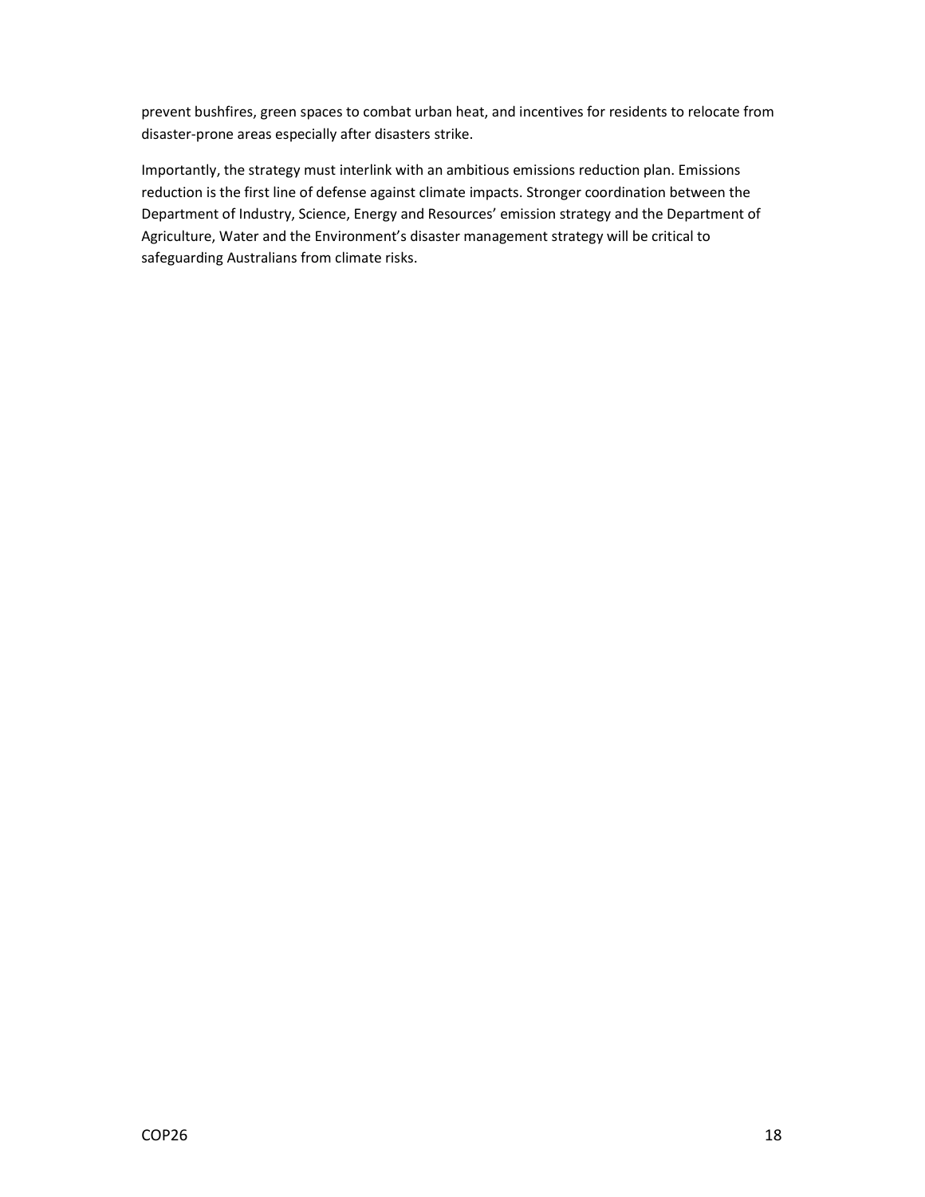prevent bushfires, green spaces to combat urban heat, and incentives for residents to relocate from disaster-prone areas especially after disasters strike.

Importantly, the strategy must interlink with an ambitious emissions reduction plan. Emissions reduction is the first line of defense against climate impacts. Stronger coordination between the Department of Industry, Science, Energy and Resources' emission strategy and the Department of Agriculture, Water and the Environment's disaster management strategy will be critical to safeguarding Australians from climate risks.